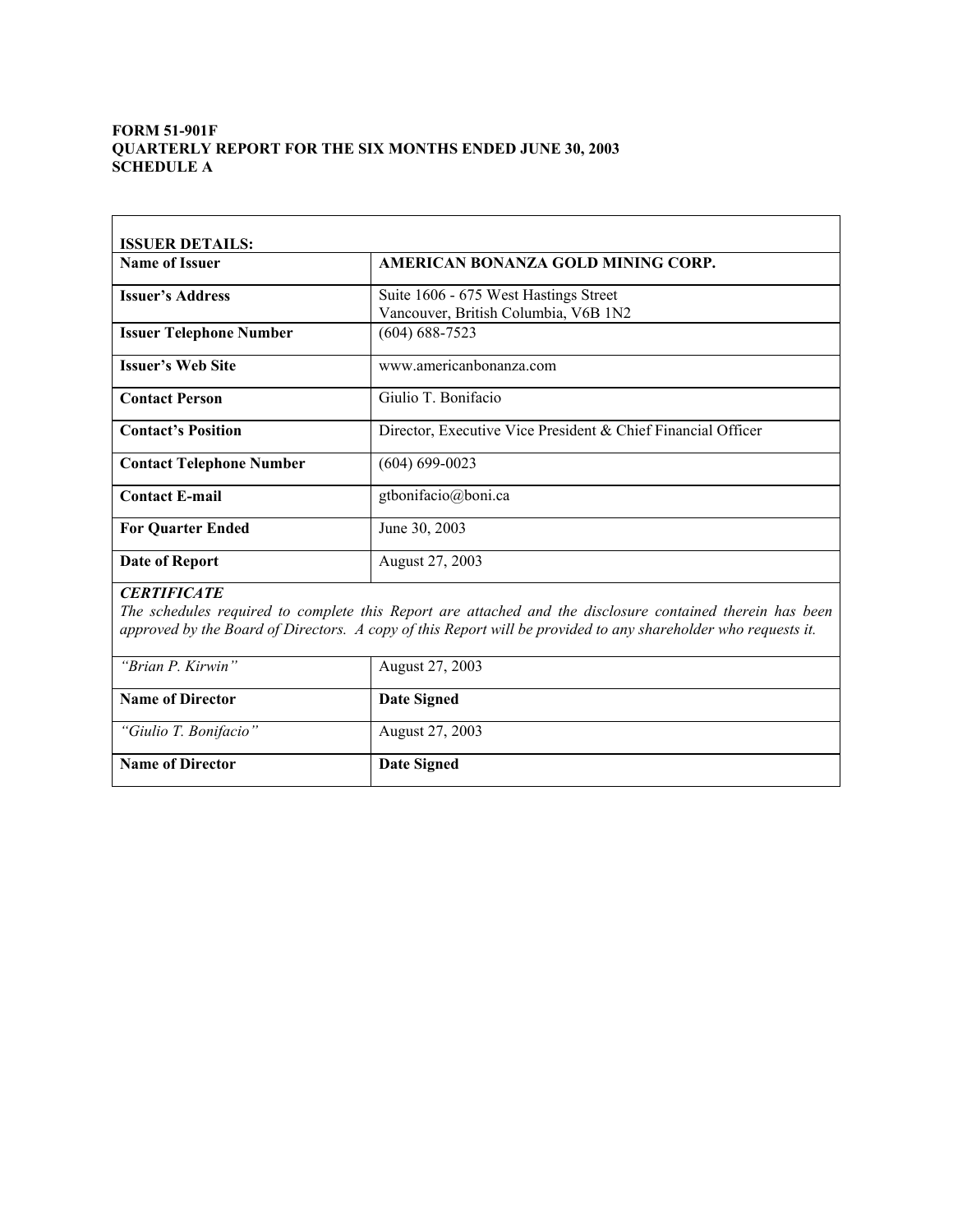**FORM 51-901F**
**QUARTERLY REPORT FOR THE SIX MONTHS ENDED JUNE 30, 2003**
**SCHEDULE A**

| **ISSUER DETAILS:** | |
|---|---|
| **Name of Issuer** | **AMERICAN BONANZA GOLD MINING CORP.** |
| **Issuer's Address** | Suite 1606 - 675 West Hastings Street<br>Vancouver, British Columbia, V6B 1N2 |
| **Issuer Telephone Number** | (604) 688-7523 |
| **Issuer's Web Site** | www.americanbonanza.com |
| **Contact Person** | Giulio T. Bonifacio |
| **Contact's Position** | Director, Executive Vice President & Chief Financial Officer |
| **Contact Telephone Number** | (604) 699-0023 |
| **Contact E-mail** | gtbonifacio@boni.ca |
| **For Quarter Ended** | June 30, 2003 |
| **Date of Report** | August 27, 2003 |

***CERTIFICATE***

*The schedules required to complete this Report are attached and the disclosure contained therein has been approved by the Board of Directors. A copy of this Report will be provided to any shareholder who requests it.*

| | |
|---|---|
| *"Brian P. Kirwin"* | August 27, 2003 |
| **Name of Director** | **Date Signed** |
| *"Giulio T. Bonifacio"* | August 27, 2003 |
| **Name of Director** | **Date Signed** |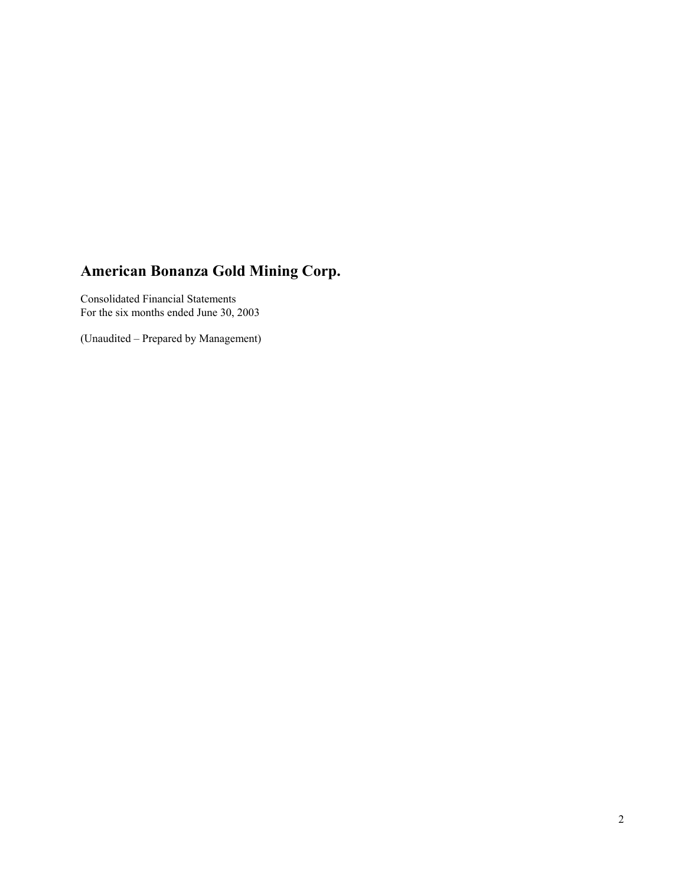# American Bonanza Gold Mining Corp.

Consolidated Financial Statements
For the six months ended June 30, 2003

(Unaudited – Prepared by Management)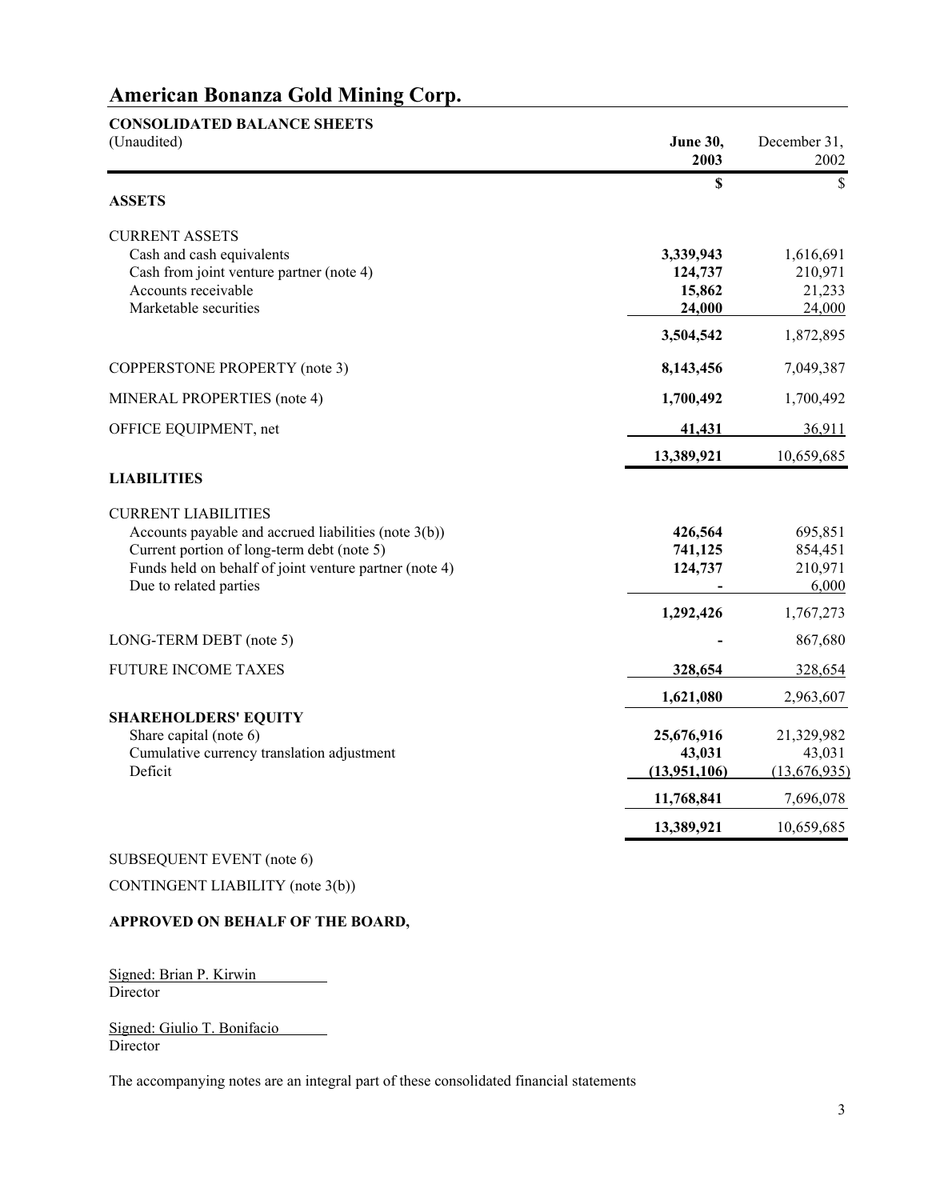# American Bonanza Gold Mining Corp.

**CONSOLIDATED BALANCE SHEETS**
(Unaudited)

| | **June 30, 2003** | December 31, 2002 |
|---|---|---|
| | **$** | $ |
| **ASSETS** | | |
| CURRENT ASSETS | | |
| Cash and cash equivalents | **3,339,943** | 1,616,691 |
| Cash from joint venture partner (note 4) | **124,737** | 210,971 |
| Accounts receivable | **15,862** | 21,233 |
| Marketable securities | **24,000** | 24,000 |
| | **3,504,542** | 1,872,895 |
| COPPERSTONE PROPERTY (note 3) | **8,143,456** | 7,049,387 |
| MINERAL PROPERTIES (note 4) | **1,700,492** | 1,700,492 |
| OFFICE EQUIPMENT, net | **41,431** | 36,911 |
| | **13,389,921** | 10,659,685 |
| **LIABILITIES** | | |
| CURRENT LIABILITIES | | |
| Accounts payable and accrued liabilities (note 3(b)) | **426,564** | 695,851 |
| Current portion of long-term debt (note 5) | **741,125** | 854,451 |
| Funds held on behalf of joint venture partner (note 4) | **124,737** | 210,971 |
| Due to related parties | **-** | 6,000 |
| | **1,292,426** | 1,767,273 |
| LONG-TERM DEBT (note 5) | **-** | 867,680 |
| FUTURE INCOME TAXES | **328,654** | 328,654 |
| | **1,621,080** | 2,963,607 |
| **SHAREHOLDERS' EQUITY** | | |
| Share capital (note 6) | **25,676,916** | 21,329,982 |
| Cumulative currency translation adjustment | **43,031** | 43,031 |
| Deficit | **(13,951,106)** | (13,676,935) |
| | **11,768,841** | 7,696,078 |
| | **13,389,921** | 10,659,685 |

SUBSEQUENT EVENT (note 6)

CONTINGENT LIABILITY (note 3(b))

**APPROVED ON BEHALF OF THE BOARD,**

Signed: Brian P. Kirwin
Director

Signed: Giulio T. Bonifacio
Director

The accompanying notes are an integral part of these consolidated financial statements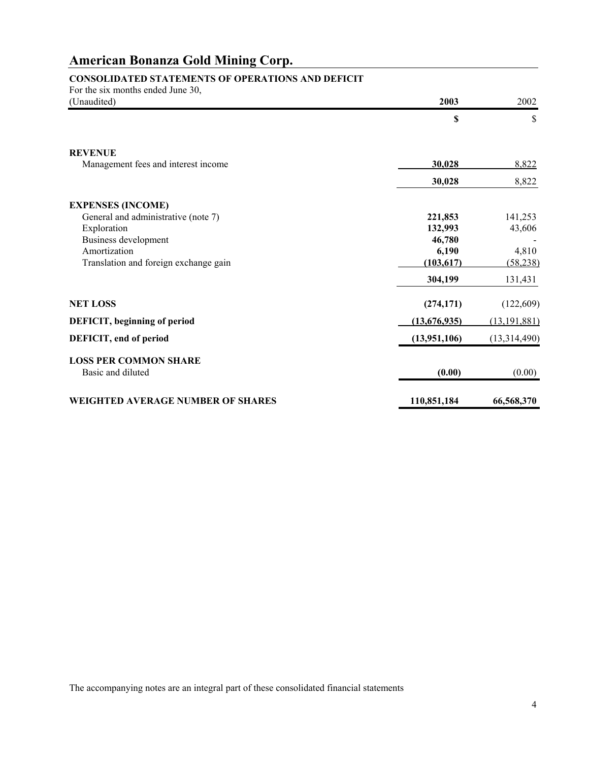# American Bonanza Gold Mining Corp.

## CONSOLIDATED STATEMENTS OF OPERATIONS AND DEFICIT

For the six months ended June 30,
(Unaudited)

| | **2003** | 2002 |
|---|---|---|
| | **$** | $ |
| **REVENUE** | | |
| Management fees and interest income | **30,028** | 8,822 |
| | **30,028** | 8,822 |
| **EXPENSES (INCOME)** | | |
| General and administrative (note 7) | **221,853** | 141,253 |
| Exploration | **132,993** | 43,606 |
| Business development | **46,780** | - |
| Amortization | **6,190** | 4,810 |
| Translation and foreign exchange gain | **(103,617)** | (58,238) |
| | **304,199** | 131,431 |
| **NET LOSS** | **(274,171)** | (122,609) |
| **DEFICIT, beginning of period** | **(13,676,935)** | (13,191,881) |
| **DEFICIT, end of period** | **(13,951,106)** | (13,314,490) |
| **LOSS PER COMMON SHARE** | | |
| Basic and diluted | **(0.00)** | (0.00) |
| **WEIGHTED AVERAGE NUMBER OF SHARES** | **110,851,184** | **66,568,370** |

The accompanying notes are an integral part of these consolidated financial statements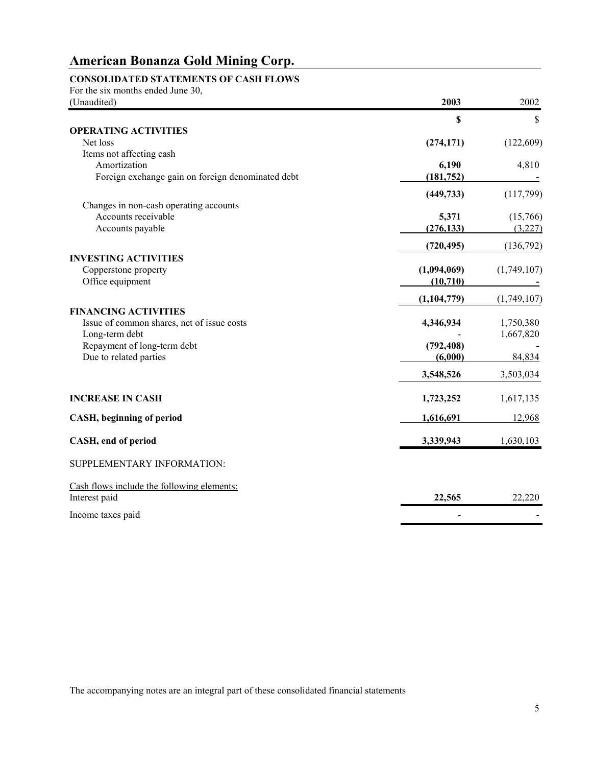# American Bonanza Gold Mining Corp.

**CONSOLIDATED STATEMENTS OF CASH FLOWS**

For the six months ended June 30,
(Unaudited)

| | **2003** | 2002 |
|---|---|---|
| | **$** | $ |
| **OPERATING ACTIVITIES** | | |
| Net loss | **(274,171)** | (122,609) |
| Items not affecting cash | | |
| Amortization | **6,190** | 4,810 |
| Foreign exchange gain on foreign denominated debt | **(181,752)** | - |
| | **(449,733)** | (117,799) |
| Changes in non-cash operating accounts | | |
| Accounts receivable | **5,371** | (15,766) |
| Accounts payable | **(276,133)** | (3,227) |
| | **(720,495)** | (136,792) |
| **INVESTING ACTIVITIES** | | |
| Copperstone property | **(1,094,069)** | (1,749,107) |
| Office equipment | **(10,710)** | **-** |
| | **(1,104,779)** | (1,749,107) |
| **FINANCING ACTIVITIES** | | |
| Issue of common shares, net of issue costs | **4,346,934** | 1,750,380 |
| Long-term debt | - | 1,667,820 |
| Repayment of long-term debt | **(792,408)** | **-** |
| Due to related parties | **(6,000)** | 84,834 |
| | **3,548,526** | 3,503,034 |
| **INCREASE IN CASH** | **1,723,252** | 1,617,135 |
| **CASH, beginning of period** | **1,616,691** | 12,968 |
| **CASH, end of period** | **3,339,943** | 1,630,103 |

SUPPLEMENTARY INFORMATION:

| Cash flows include the following elements: | | |
|---|---|---|
| Interest paid | **22,565** | 22,220 |
| Income taxes paid | - | - |

The accompanying notes are an integral part of these consolidated financial statements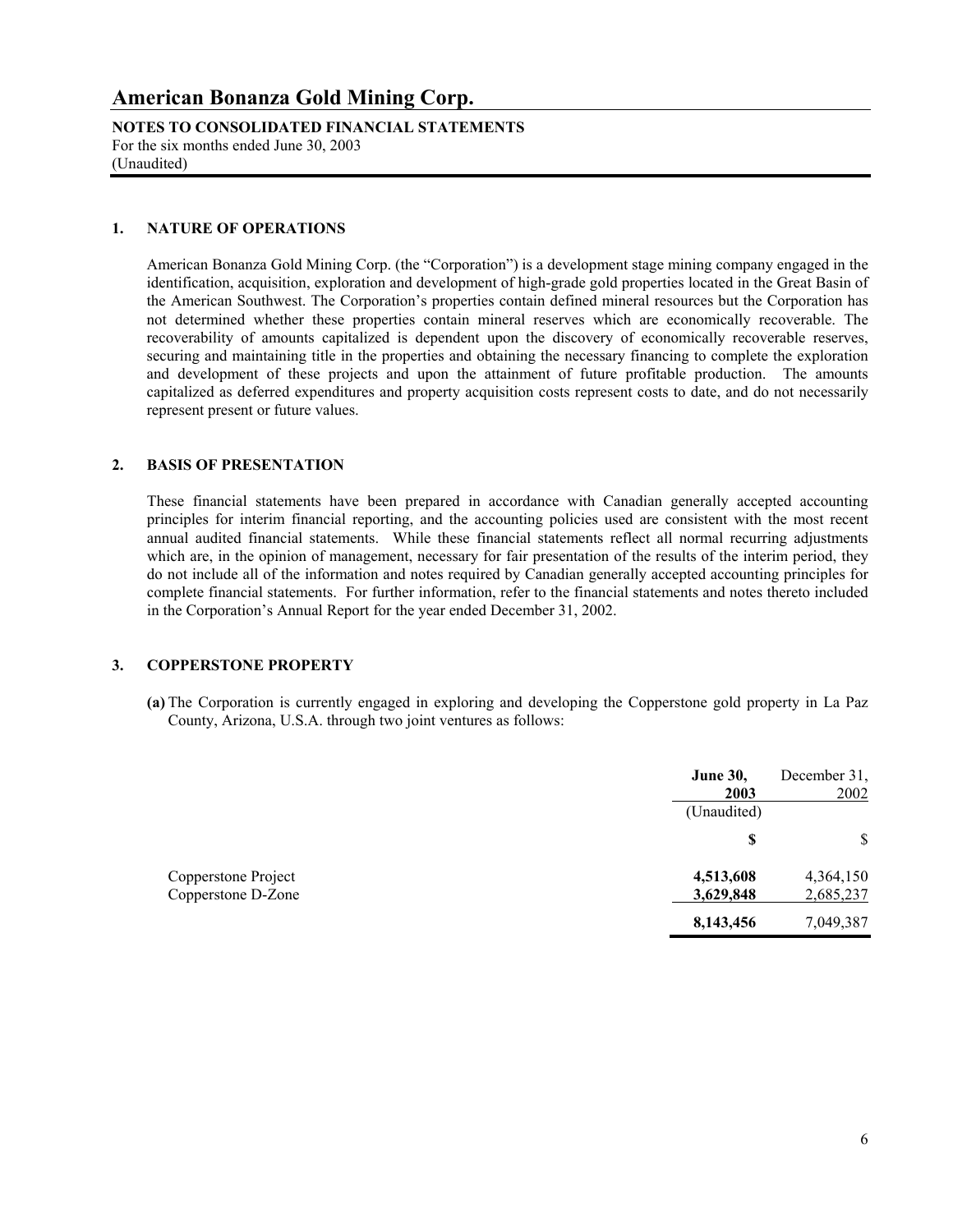# American Bonanza Gold Mining Corp.

**NOTES TO CONSOLIDATED FINANCIAL STATEMENTS**
For the six months ended June 30, 2003
(Unaudited)

## 1. NATURE OF OPERATIONS

American Bonanza Gold Mining Corp. (the "Corporation") is a development stage mining company engaged in the identification, acquisition, exploration and development of high-grade gold properties located in the Great Basin of the American Southwest. The Corporation's properties contain defined mineral resources but the Corporation has not determined whether these properties contain mineral reserves which are economically recoverable. The recoverability of amounts capitalized is dependent upon the discovery of economically recoverable reserves, securing and maintaining title in the properties and obtaining the necessary financing to complete the exploration and development of these projects and upon the attainment of future profitable production. The amounts capitalized as deferred expenditures and property acquisition costs represent costs to date, and do not necessarily represent present or future values.

## 2. BASIS OF PRESENTATION

These financial statements have been prepared in accordance with Canadian generally accepted accounting principles for interim financial reporting, and the accounting policies used are consistent with the most recent annual audited financial statements. While these financial statements reflect all normal recurring adjustments which are, in the opinion of management, necessary for fair presentation of the results of the interim period, they do not include all of the information and notes required by Canadian generally accepted accounting principles for complete financial statements. For further information, refer to the financial statements and notes thereto included in the Corporation's Annual Report for the year ended December 31, 2002.

## 3. COPPERSTONE PROPERTY

**(a)** The Corporation is currently engaged in exploring and developing the Copperstone gold property in La Paz County, Arizona, U.S.A. through two joint ventures as follows:

| | **June 30, 2003** (Unaudited) | December 31, 2002 |
|---|---|---|
| | **$** | $ |
| Copperstone Project | **4,513,608** | 4,364,150 |
| Copperstone D-Zone | **3,629,848** | 2,685,237 |
| | **8,143,456** | 7,049,387 |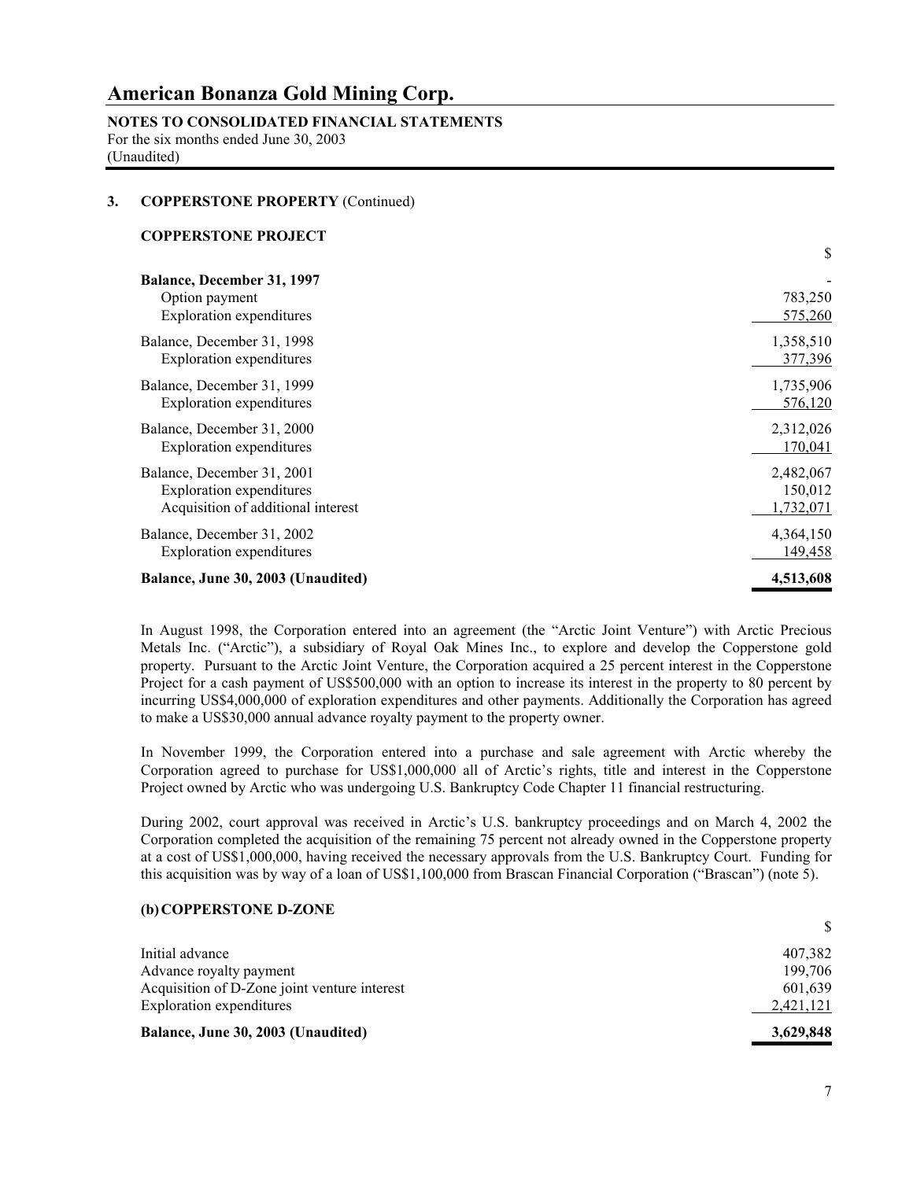# American Bonanza Gold Mining Corp.

**NOTES TO CONSOLIDATED FINANCIAL STATEMENTS**
For the six months ended June 30, 2003
(Unaudited)

## 3. COPPERSTONE PROPERTY (Continued)

### COPPERSTONE PROJECT

| | $ |
|---|---|
| **Balance, December 31, 1997** | - |
| Option payment | 783,250 |
| Exploration expenditures | 575,260 |
| Balance, December 31, 1998 | 1,358,510 |
| Exploration expenditures | 377,396 |
| Balance, December 31, 1999 | 1,735,906 |
| Exploration expenditures | 576,120 |
| Balance, December 31, 2000 | 2,312,026 |
| Exploration expenditures | 170,041 |
| Balance, December 31, 2001 | 2,482,067 |
| Exploration expenditures | 150,012 |
| Acquisition of additional interest | 1,732,071 |
| Balance, December 31, 2002 | 4,364,150 |
| Exploration expenditures | 149,458 |
| **Balance, June 30, 2003 (Unaudited)** | **4,513,608** |

In August 1998, the Corporation entered into an agreement (the "Arctic Joint Venture") with Arctic Precious Metals Inc. ("Arctic"), a subsidiary of Royal Oak Mines Inc., to explore and develop the Copperstone gold property. Pursuant to the Arctic Joint Venture, the Corporation acquired a 25 percent interest in the Copperstone Project for a cash payment of US$500,000 with an option to increase its interest in the property to 80 percent by incurring US$4,000,000 of exploration expenditures and other payments. Additionally the Corporation has agreed to make a US$30,000 annual advance royalty payment to the property owner.

In November 1999, the Corporation entered into a purchase and sale agreement with Arctic whereby the Corporation agreed to purchase for US$1,000,000 all of Arctic's rights, title and interest in the Copperstone Project owned by Arctic who was undergoing U.S. Bankruptcy Code Chapter 11 financial restructuring.

During 2002, court approval was received in Arctic's U.S. bankruptcy proceedings and on March 4, 2002 the Corporation completed the acquisition of the remaining 75 percent not already owned in the Copperstone property at a cost of US$1,000,000, having received the necessary approvals from the U.S. Bankruptcy Court. Funding for this acquisition was by way of a loan of US$1,100,000 from Brascan Financial Corporation ("Brascan") (note 5).

### (b) COPPERSTONE D-ZONE

| | $ |
|---|---|
| Initial advance | 407,382 |
| Advance royalty payment | 199,706 |
| Acquisition of D-Zone joint venture interest | 601,639 |
| Exploration expenditures | 2,421,121 |
| **Balance, June 30, 2003 (Unaudited)** | **3,629,848** |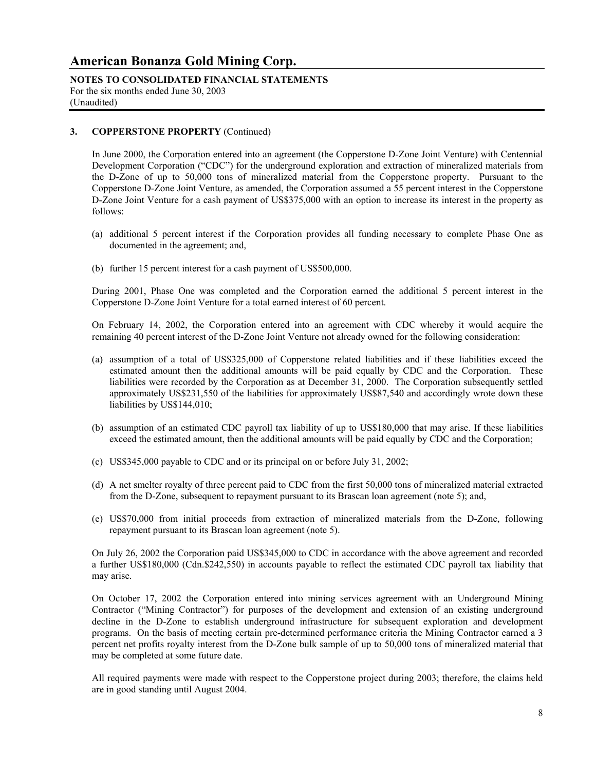### 3. COPPERSTONE PROPERTY (Continued)

In June 2000, the Corporation entered into an agreement (the Copperstone D-Zone Joint Venture) with Centennial Development Corporation ("CDC") for the underground exploration and extraction of mineralized materials from the D-Zone of up to 50,000 tons of mineralized material from the Copperstone property. Pursuant to the Copperstone D-Zone Joint Venture, as amended, the Corporation assumed a 55 percent interest in the Copperstone D-Zone Joint Venture for a cash payment of US$375,000 with an option to increase its interest in the property as follows:

(a) additional 5 percent interest if the Corporation provides all funding necessary to complete Phase One as documented in the agreement; and,

(b) further 15 percent interest for a cash payment of US$500,000.

During 2001, Phase One was completed and the Corporation earned the additional 5 percent interest in the Copperstone D-Zone Joint Venture for a total earned interest of 60 percent.

On February 14, 2002, the Corporation entered into an agreement with CDC whereby it would acquire the remaining 40 percent interest of the D-Zone Joint Venture not already owned for the following consideration:

(a) assumption of a total of US$325,000 of Copperstone related liabilities and if these liabilities exceed the estimated amount then the additional amounts will be paid equally by CDC and the Corporation. These liabilities were recorded by the Corporation as at December 31, 2000. The Corporation subsequently settled approximately US$231,550 of the liabilities for approximately US$87,540 and accordingly wrote down these liabilities by US$144,010;

(b) assumption of an estimated CDC payroll tax liability of up to US$180,000 that may arise. If these liabilities exceed the estimated amount, then the additional amounts will be paid equally by CDC and the Corporation;

(c) US$345,000 payable to CDC and or its principal on or before July 31, 2002;

(d) A net smelter royalty of three percent paid to CDC from the first 50,000 tons of mineralized material extracted from the D-Zone, subsequent to repayment pursuant to its Brascan loan agreement (note 5); and,

(e) US$70,000 from initial proceeds from extraction of mineralized materials from the D-Zone, following repayment pursuant to its Brascan loan agreement (note 5).

On July 26, 2002 the Corporation paid US$345,000 to CDC in accordance with the above agreement and recorded a further US$180,000 (Cdn.$242,550) in accounts payable to reflect the estimated CDC payroll tax liability that may arise.

On October 17, 2002 the Corporation entered into mining services agreement with an Underground Mining Contractor ("Mining Contractor") for purposes of the development and extension of an existing underground decline in the D-Zone to establish underground infrastructure for subsequent exploration and development programs. On the basis of meeting certain pre-determined performance criteria the Mining Contractor earned a 3 percent net profits royalty interest from the D-Zone bulk sample of up to 50,000 tons of mineralized material that may be completed at some future date.

All required payments were made with respect to the Copperstone project during 2003; therefore, the claims held are in good standing until August 2004.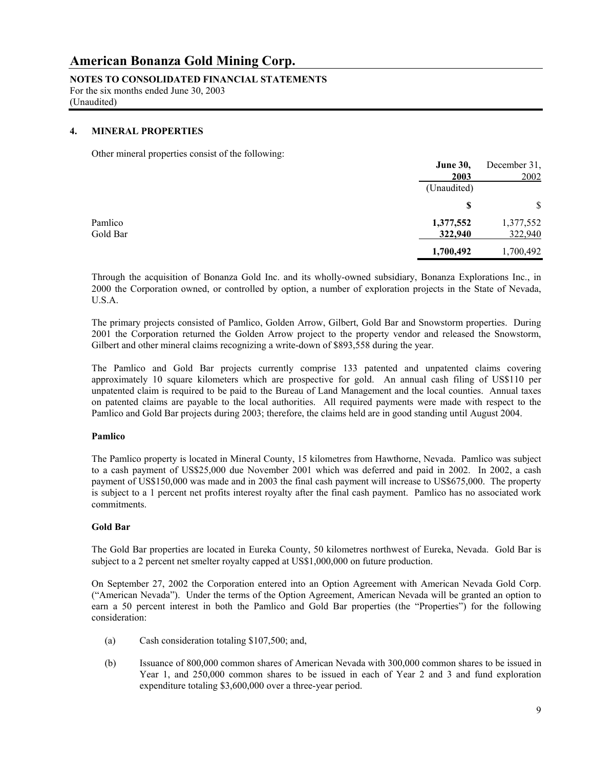# American Bonanza Gold Mining Corp.

**NOTES TO CONSOLIDATED FINANCIAL STATEMENTS**
For the six months ended June 30, 2003
(Unaudited)

## 4. MINERAL PROPERTIES

Other mineral properties consist of the following:

| | **June 30, 2003** (Unaudited) | December 31, 2002 |
|---|---|---|
| | **$** | $ |
| Pamlico | **1,377,552** | 1,377,552 |
| Gold Bar | **322,940** | 322,940 |
| | **1,700,492** | 1,700,492 |

Through the acquisition of Bonanza Gold Inc. and its wholly-owned subsidiary, Bonanza Explorations Inc., in 2000 the Corporation owned, or controlled by option, a number of exploration projects in the State of Nevada, U.S.A.

The primary projects consisted of Pamlico, Golden Arrow, Gilbert, Gold Bar and Snowstorm properties. During 2001 the Corporation returned the Golden Arrow project to the property vendor and released the Snowstorm, Gilbert and other mineral claims recognizing a write-down of $893,558 during the year.

The Pamlico and Gold Bar projects currently comprise 133 patented and unpatented claims covering approximately 10 square kilometers which are prospective for gold. An annual cash filing of US$110 per unpatented claim is required to be paid to the Bureau of Land Management and the local counties. Annual taxes on patented claims are payable to the local authorities. All required payments were made with respect to the Pamlico and Gold Bar projects during 2003; therefore, the claims held are in good standing until August 2004.

### Pamlico

The Pamlico property is located in Mineral County, 15 kilometres from Hawthorne, Nevada. Pamlico was subject to a cash payment of US$25,000 due November 2001 which was deferred and paid in 2002. In 2002, a cash payment of US$150,000 was made and in 2003 the final cash payment will increase to US$675,000. The property is subject to a 1 percent net profits interest royalty after the final cash payment. Pamlico has no associated work commitments.

### Gold Bar

The Gold Bar properties are located in Eureka County, 50 kilometres northwest of Eureka, Nevada. Gold Bar is subject to a 2 percent net smelter royalty capped at US$1,000,000 on future production.

On September 27, 2002 the Corporation entered into an Option Agreement with American Nevada Gold Corp. ("American Nevada"). Under the terms of the Option Agreement, American Nevada will be granted an option to earn a 50 percent interest in both the Pamlico and Gold Bar properties (the "Properties") for the following consideration:

(a) Cash consideration totaling $107,500; and,

(b) Issuance of 800,000 common shares of American Nevada with 300,000 common shares to be issued in Year 1, and 250,000 common shares to be issued in each of Year 2 and 3 and fund exploration expenditure totaling $3,600,000 over a three-year period.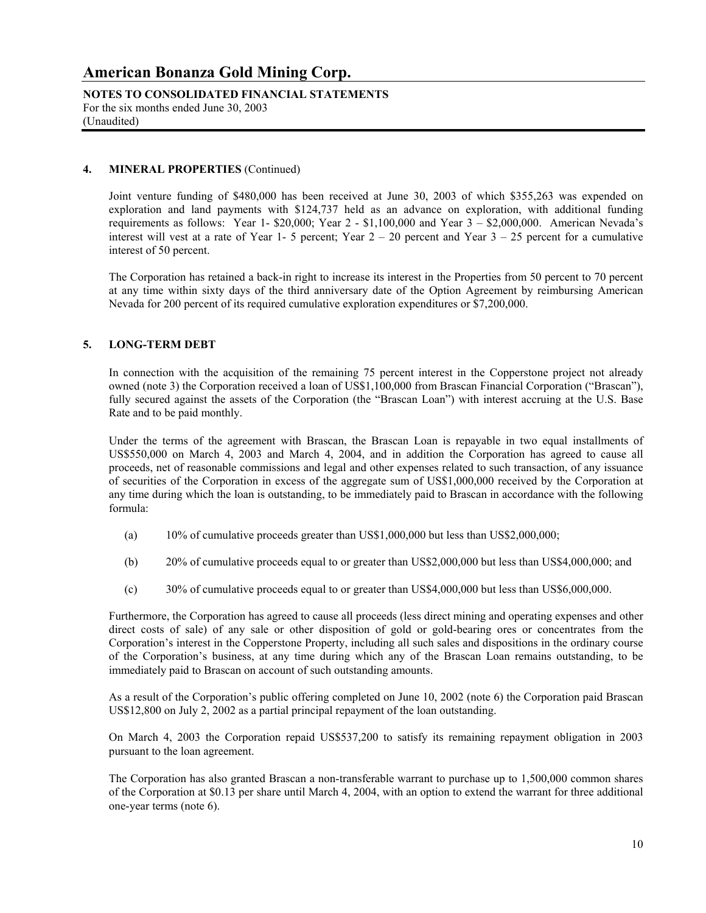## 4. MINERAL PROPERTIES (Continued)

Joint venture funding of $480,000 has been received at June 30, 2003 of which $355,263 was expended on exploration and land payments with $124,737 held as an advance on exploration, with additional funding requirements as follows: Year 1- $20,000; Year 2 - $1,100,000 and Year 3 – $2,000,000. American Nevada's interest will vest at a rate of Year 1- 5 percent; Year 2 – 20 percent and Year 3 – 25 percent for a cumulative interest of 50 percent.

The Corporation has retained a back-in right to increase its interest in the Properties from 50 percent to 70 percent at any time within sixty days of the third anniversary date of the Option Agreement by reimbursing American Nevada for 200 percent of its required cumulative exploration expenditures or $7,200,000.

## 5. LONG-TERM DEBT

In connection with the acquisition of the remaining 75 percent interest in the Copperstone project not already owned (note 3) the Corporation received a loan of US$1,100,000 from Brascan Financial Corporation ("Brascan"), fully secured against the assets of the Corporation (the "Brascan Loan") with interest accruing at the U.S. Base Rate and to be paid monthly.

Under the terms of the agreement with Brascan, the Brascan Loan is repayable in two equal installments of US$550,000 on March 4, 2003 and March 4, 2004, and in addition the Corporation has agreed to cause all proceeds, net of reasonable commissions and legal and other expenses related to such transaction, of any issuance of securities of the Corporation in excess of the aggregate sum of US$1,000,000 received by the Corporation at any time during which the loan is outstanding, to be immediately paid to Brascan in accordance with the following formula:

(a) 10% of cumulative proceeds greater than US$1,000,000 but less than US$2,000,000;

(b) 20% of cumulative proceeds equal to or greater than US$2,000,000 but less than US$4,000,000; and

(c) 30% of cumulative proceeds equal to or greater than US$4,000,000 but less than US$6,000,000.

Furthermore, the Corporation has agreed to cause all proceeds (less direct mining and operating expenses and other direct costs of sale) of any sale or other disposition of gold or gold-bearing ores or concentrates from the Corporation's interest in the Copperstone Property, including all such sales and dispositions in the ordinary course of the Corporation's business, at any time during which any of the Brascan Loan remains outstanding, to be immediately paid to Brascan on account of such outstanding amounts.

As a result of the Corporation's public offering completed on June 10, 2002 (note 6) the Corporation paid Brascan US$12,800 on July 2, 2002 as a partial principal repayment of the loan outstanding.

On March 4, 2003 the Corporation repaid US$537,200 to satisfy its remaining repayment obligation in 2003 pursuant to the loan agreement.

The Corporation has also granted Brascan a non-transferable warrant to purchase up to 1,500,000 common shares of the Corporation at $0.13 per share until March 4, 2004, with an option to extend the warrant for three additional one-year terms (note 6).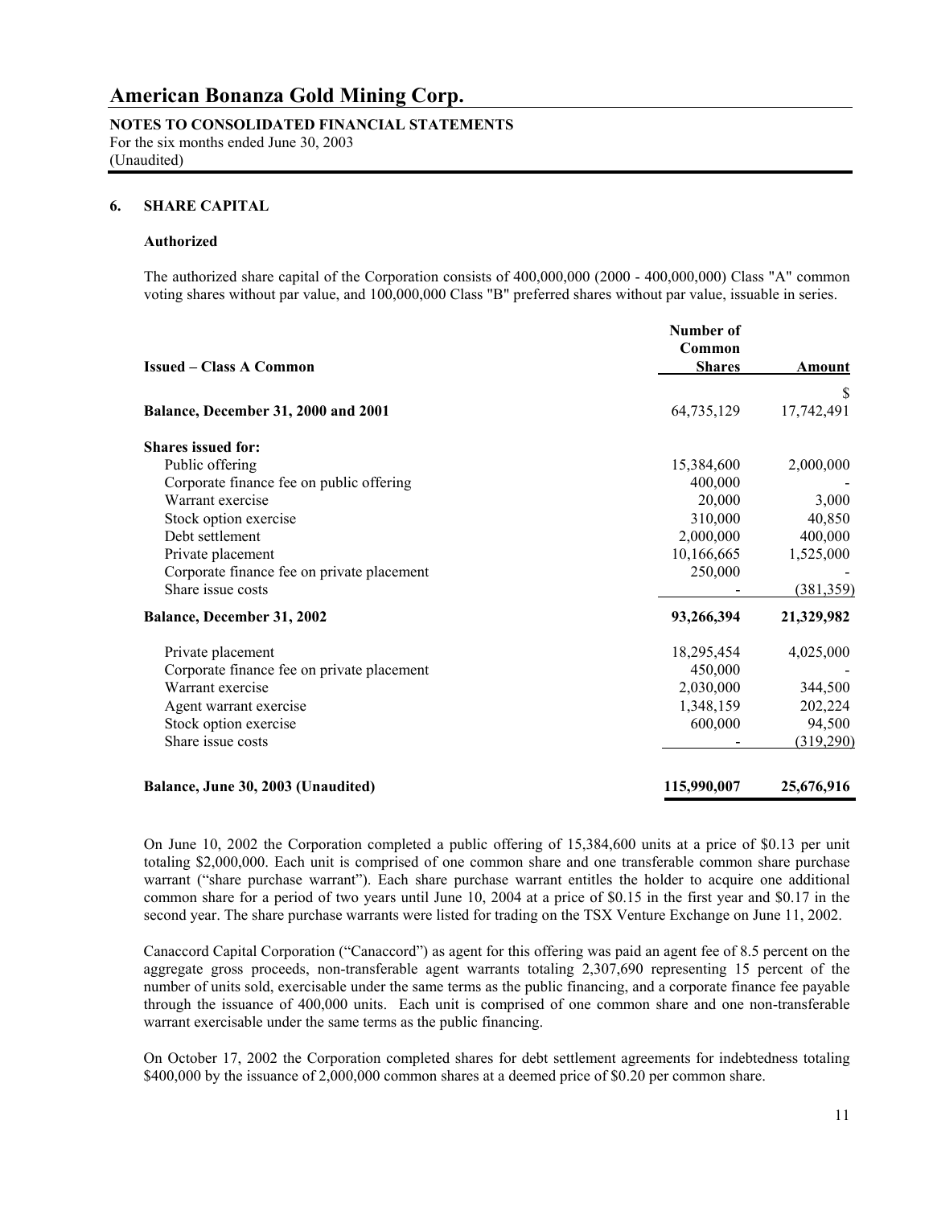# American Bonanza Gold Mining Corp.

**NOTES TO CONSOLIDATED FINANCIAL STATEMENTS**
For the six months ended June 30, 2003
(Unaudited)

## 6. SHARE CAPITAL

### Authorized

The authorized share capital of the Corporation consists of 400,000,000 (2000 - 400,000,000) Class "A" common voting shares without par value, and 100,000,000 Class "B" preferred shares without par value, issuable in series.

| Issued – Class A Common | Number of Common Shares | Amount |
|---|---|---|
| | | $ |
| **Balance, December 31, 2000 and 2001** | 64,735,129 | 17,742,491 |
| **Shares issued for:** | | |
| Public offering | 15,384,600 | 2,000,000 |
| Corporate finance fee on public offering | 400,000 | - |
| Warrant exercise | 20,000 | 3,000 |
| Stock option exercise | 310,000 | 40,850 |
| Debt settlement | 2,000,000 | 400,000 |
| Private placement | 10,166,665 | 1,525,000 |
| Corporate finance fee on private placement | 250,000 | - |
| Share issue costs | - | (381,359) |
| **Balance, December 31, 2002** | **93,266,394** | **21,329,982** |
| Private placement | 18,295,454 | 4,025,000 |
| Corporate finance fee on private placement | 450,000 | - |
| Warrant exercise | 2,030,000 | 344,500 |
| Agent warrant exercise | 1,348,159 | 202,224 |
| Stock option exercise | 600,000 | 94,500 |
| Share issue costs | - | (319,290) |
| **Balance, June 30, 2003 (Unaudited)** | **115,990,007** | **25,676,916** |

On June 10, 2002 the Corporation completed a public offering of 15,384,600 units at a price of $0.13 per unit totaling $2,000,000. Each unit is comprised of one common share and one transferable common share purchase warrant ("share purchase warrant"). Each share purchase warrant entitles the holder to acquire one additional common share for a period of two years until June 10, 2004 at a price of $0.15 in the first year and $0.17 in the second year. The share purchase warrants were listed for trading on the TSX Venture Exchange on June 11, 2002.

Canaccord Capital Corporation ("Canaccord") as agent for this offering was paid an agent fee of 8.5 percent on the aggregate gross proceeds, non-transferable agent warrants totaling 2,307,690 representing 15 percent of the number of units sold, exercisable under the same terms as the public financing, and a corporate finance fee payable through the issuance of 400,000 units. Each unit is comprised of one common share and one non-transferable warrant exercisable under the same terms as the public financing.

On October 17, 2002 the Corporation completed shares for debt settlement agreements for indebtedness totaling $400,000 by the issuance of 2,000,000 common shares at a deemed price of $0.20 per common share.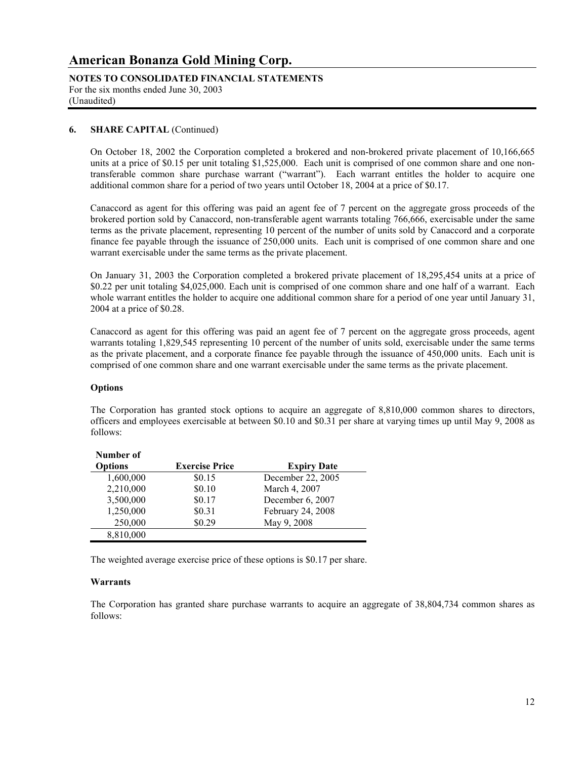### 6. SHARE CAPITAL (Continued)

On October 18, 2002 the Corporation completed a brokered and non-brokered private placement of 10,166,665 units at a price of $0.15 per unit totaling $1,525,000. Each unit is comprised of one common share and one non-transferable common share purchase warrant ("warrant"). Each warrant entitles the holder to acquire one additional common share for a period of two years until October 18, 2004 at a price of $0.17.

Canaccord as agent for this offering was paid an agent fee of 7 percent on the aggregate gross proceeds of the brokered portion sold by Canaccord, non-transferable agent warrants totaling 766,666, exercisable under the same terms as the private placement, representing 10 percent of the number of units sold by Canaccord and a corporate finance fee payable through the issuance of 250,000 units. Each unit is comprised of one common share and one warrant exercisable under the same terms as the private placement.

On January 31, 2003 the Corporation completed a brokered private placement of 18,295,454 units at a price of $0.22 per unit totaling $4,025,000. Each unit is comprised of one common share and one half of a warrant. Each whole warrant entitles the holder to acquire one additional common share for a period of one year until January 31, 2004 at a price of $0.28.

Canaccord as agent for this offering was paid an agent fee of 7 percent on the aggregate gross proceeds, agent warrants totaling 1,829,545 representing 10 percent of the number of units sold, exercisable under the same terms as the private placement, and a corporate finance fee payable through the issuance of 450,000 units. Each unit is comprised of one common share and one warrant exercisable under the same terms as the private placement.

**Options**

The Corporation has granted stock options to acquire an aggregate of 8,810,000 common shares to directors, officers and employees exercisable at between $0.10 and $0.31 per share at varying times up until May 9, 2008 as follows:

| Number of Options | Exercise Price | Expiry Date |
|---|---|---|
| 1,600,000 | $0.15 | December 22, 2005 |
| 2,210,000 | $0.10 | March 4, 2007 |
| 3,500,000 | $0.17 | December 6, 2007 |
| 1,250,000 | $0.31 | February 24, 2008 |
| 250,000 | $0.29 | May 9, 2008 |
| 8,810,000 | | |

The weighted average exercise price of these options is $0.17 per share.

**Warrants**

The Corporation has granted share purchase warrants to acquire an aggregate of 38,804,734 common shares as follows: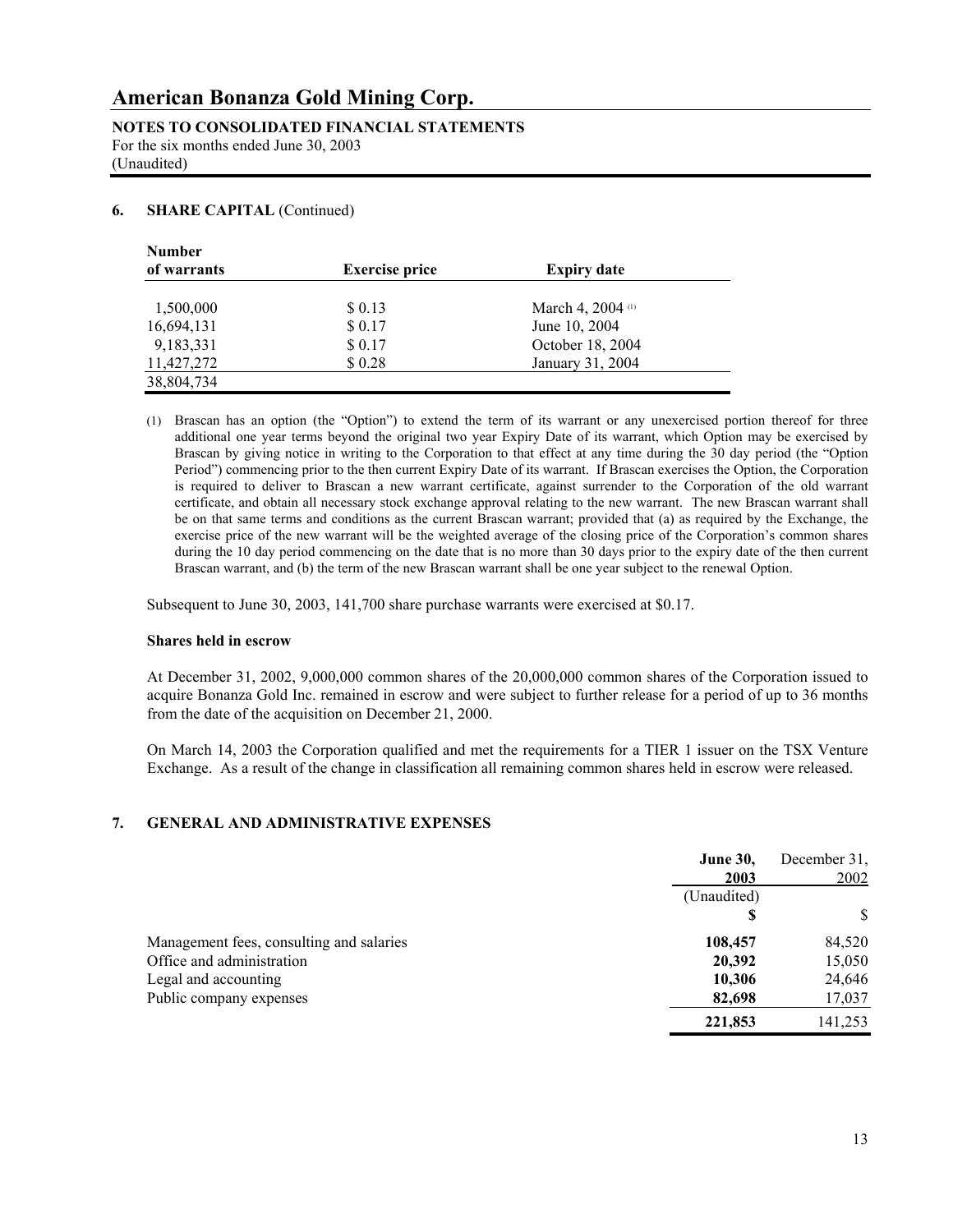# American Bonanza Gold Mining Corp.

**NOTES TO CONSOLIDATED FINANCIAL STATEMENTS**
For the six months ended June 30, 2003
(Unaudited)

## 6. SHARE CAPITAL (Continued)

| Number of warrants | Exercise price | Expiry date |
|---|---|---|
| 1,500,000 | $ 0.13 | March 4, 2004 [(1)] |
| 16,694,131 | $ 0.17 | June 10, 2004 |
| 9,183,331 | $ 0.17 | October 18, 2004 |
| 11,427,272 | $ 0.28 | January 31, 2004 |
| 38,804,734 | | |

(1) Brascan has an option (the "Option") to extend the term of its warrant or any unexercised portion thereof for three additional one year terms beyond the original two year Expiry Date of its warrant, which Option may be exercised by Brascan by giving notice in writing to the Corporation to that effect at any time during the 30 day period (the "Option Period") commencing prior to the then current Expiry Date of its warrant. If Brascan exercises the Option, the Corporation is required to deliver to Brascan a new warrant certificate, against surrender to the Corporation of the old warrant certificate, and obtain all necessary stock exchange approval relating to the new warrant. The new Brascan warrant shall be on that same terms and conditions as the current Brascan warrant; provided that (a) as required by the Exchange, the exercise price of the new warrant will be the weighted average of the closing price of the Corporation's common shares during the 10 day period commencing on the date that is no more than 30 days prior to the expiry date of the then current Brascan warrant, and (b) the term of the new Brascan warrant shall be one year subject to the renewal Option.

Subsequent to June 30, 2003, 141,700 share purchase warrants were exercised at $0.17.

**Shares held in escrow**

At December 31, 2002, 9,000,000 common shares of the 20,000,000 common shares of the Corporation issued to acquire Bonanza Gold Inc. remained in escrow and were subject to further release for a period of up to 36 months from the date of the acquisition on December 21, 2000.

On March 14, 2003 the Corporation qualified and met the requirements for a TIER 1 issuer on the TSX Venture Exchange. As a result of the change in classification all remaining common shares held in escrow were released.

## 7. GENERAL AND ADMINISTRATIVE EXPENSES

| | **June 30, 2003** (Unaudited) **$** | December 31, 2002 $ |
|---|---|---|
| Management fees, consulting and salaries | **108,457** | 84,520 |
| Office and administration | **20,392** | 15,050 |
| Legal and accounting | **10,306** | 24,646 |
| Public company expenses | **82,698** | 17,037 |
| | **221,853** | 141,253 |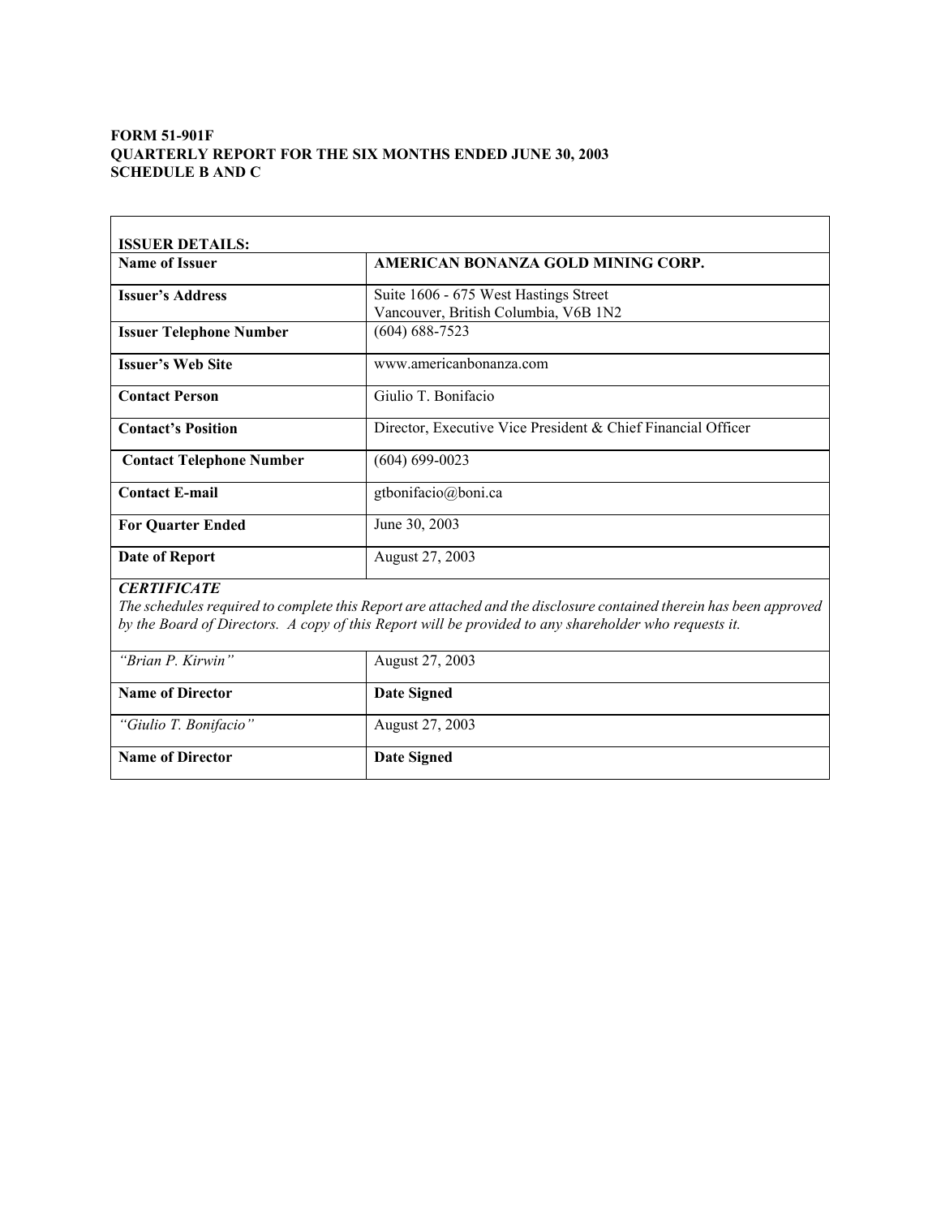**FORM 51-901F**
**QUARTERLY REPORT FOR THE SIX MONTHS ENDED JUNE 30, 2003**
**SCHEDULE B AND C**

| **ISSUER DETAILS:** | |
|---|---|
| **Name of Issuer** | **AMERICAN BONANZA GOLD MINING CORP.** |
| **Issuer's Address** | Suite 1606 - 675 West Hastings Street<br>Vancouver, British Columbia, V6B 1N2 |
| **Issuer Telephone Number** | (604) 688-7523 |
| **Issuer's Web Site** | www.americanbonanza.com |
| **Contact Person** | Giulio T. Bonifacio |
| **Contact's Position** | Director, Executive Vice President & Chief Financial Officer |
| **Contact Telephone Number** | (604) 699-0023 |
| **Contact E-mail** | gtbonifacio@boni.ca |
| **For Quarter Ended** | June 30, 2003 |
| **Date of Report** | August 27, 2003 |

***CERTIFICATE***
*The schedules required to complete this Report are attached and the disclosure contained therein has been approved by the Board of Directors. A copy of this Report will be provided to any shareholder who requests it.*

| | |
|---|---|
| *"Brian P. Kirwin"* | August 27, 2003 |
| **Name of Director** | **Date Signed** |
| *"Giulio T. Bonifacio"* | August 27, 2003 |
| **Name of Director** | **Date Signed** |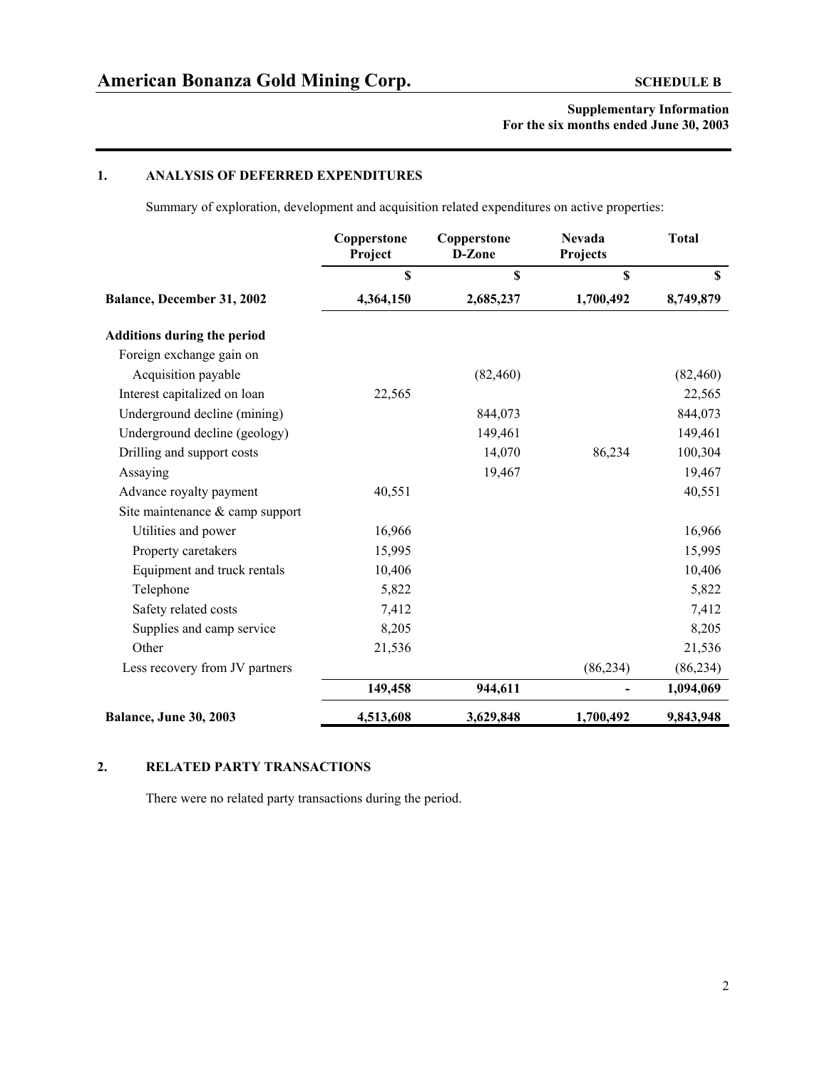# American Bonanza Gold Mining Corp.

**SCHEDULE B**

**Supplementary Information**
**For the six months ended June 30, 2003**

## 1. ANALYSIS OF DEFERRED EXPENDITURES

Summary of exploration, development and acquisition related expenditures on active properties:

| | Copperstone Project | Copperstone D-Zone | Nevada Projects | Total |
|---|---|---|---|---|
| | $ | $ | $ | $ |
| **Balance, December 31, 2002** | **4,364,150** | **2,685,237** | **1,700,492** | **8,749,879** |
| **Additions during the period** | | | | |
| Foreign exchange gain on | | | | |
| Acquisition payable | | (82,460) | | (82,460) |
| Interest capitalized on loan | 22,565 | | | 22,565 |
| Underground decline (mining) | | 844,073 | | 844,073 |
| Underground decline (geology) | | 149,461 | | 149,461 |
| Drilling and support costs | | 14,070 | 86,234 | 100,304 |
| Assaying | | 19,467 | | 19,467 |
| Advance royalty payment | 40,551 | | | 40,551 |
| Site maintenance & camp support | | | | |
| Utilities and power | 16,966 | | | 16,966 |
| Property caretakers | 15,995 | | | 15,995 |
| Equipment and truck rentals | 10,406 | | | 10,406 |
| Telephone | 5,822 | | | 5,822 |
| Safety related costs | 7,412 | | | 7,412 |
| Supplies and camp service | 8,205 | | | 8,205 |
| Other | 21,536 | | | 21,536 |
| Less recovery from JV partners | | | (86,234) | (86,234) |
| | **149,458** | **944,611** | **-** | **1,094,069** |
| **Balance, June 30, 2003** | **4,513,608** | **3,629,848** | **1,700,492** | **9,843,948** |

## 2. RELATED PARTY TRANSACTIONS

There were no related party transactions during the period.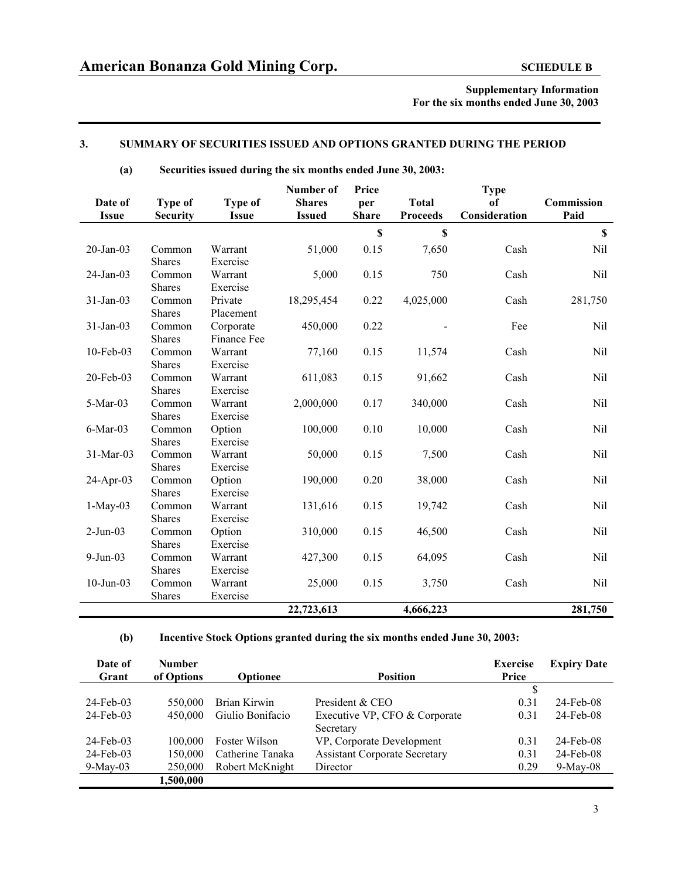# American Bonanza Gold Mining Corp.

**SCHEDULE B**

**Supplementary Information**
**For the six months ended June 30, 2003**

## 3. SUMMARY OF SECURITIES ISSUED AND OPTIONS GRANTED DURING THE PERIOD

### (a) Securities issued during the six months ended June 30, 2003:

| Date of Issue | Type of Security | Type of Issue | Number of Shares Issued | Price per Share | Total Proceeds | Type of Consideration | Commission Paid |
|---|---|---|---|---|---|---|---|
| | | | | $ | $ | | $ |
| 20-Jan-03 | Common Shares | Warrant Exercise | 51,000 | 0.15 | 7,650 | Cash | Nil |
| 24-Jan-03 | Common Shares | Warrant Exercise | 5,000 | 0.15 | 750 | Cash | Nil |
| 31-Jan-03 | Common Shares | Private Placement | 18,295,454 | 0.22 | 4,025,000 | Cash | 281,750 |
| 31-Jan-03 | Common Shares | Corporate Finance Fee | 450,000 | 0.22 | - | Fee | Nil |
| 10-Feb-03 | Common Shares | Warrant Exercise | 77,160 | 0.15 | 11,574 | Cash | Nil |
| 20-Feb-03 | Common Shares | Warrant Exercise | 611,083 | 0.15 | 91,662 | Cash | Nil |
| 5-Mar-03 | Common Shares | Warrant Exercise | 2,000,000 | 0.17 | 340,000 | Cash | Nil |
| 6-Mar-03 | Common Shares | Option Exercise | 100,000 | 0.10 | 10,000 | Cash | Nil |
| 31-Mar-03 | Common Shares | Warrant Exercise | 50,000 | 0.15 | 7,500 | Cash | Nil |
| 24-Apr-03 | Common Shares | Option Exercise | 190,000 | 0.20 | 38,000 | Cash | Nil |
| 1-May-03 | Common Shares | Warrant Exercise | 131,616 | 0.15 | 19,742 | Cash | Nil |
| 2-Jun-03 | Common Shares | Option Exercise | 310,000 | 0.15 | 46,500 | Cash | Nil |
| 9-Jun-03 | Common Shares | Warrant Exercise | 427,300 | 0.15 | 64,095 | Cash | Nil |
| 10-Jun-03 | Common Shares | Warrant Exercise | 25,000 | 0.15 | 3,750 | Cash | Nil |
| | | | **22,723,613** | | **4,666,223** | | **281,750** |

### (b) Incentive Stock Options granted during the six months ended June 30, 2003:

| Date of Grant | Number of Options | Optionee | Position | Exercise Price | Expiry Date |
|---|---|---|---|---|---|
| | | | | $ | |
| 24-Feb-03 | 550,000 | Brian Kirwin | President & CEO | 0.31 | 24-Feb-08 |
| 24-Feb-03 | 450,000 | Giulio Bonifacio | Executive VP, CFO & Corporate Secretary | 0.31 | 24-Feb-08 |
| 24-Feb-03 | 100,000 | Foster Wilson | VP, Corporate Development | 0.31 | 24-Feb-08 |
| 24-Feb-03 | 150,000 | Catherine Tanaka | Assistant Corporate Secretary | 0.31 | 24-Feb-08 |
| 9-May-03 | 250,000 | Robert McKnight | Director | 0.29 | 9-May-08 |
| | **1,500,000** | | | | |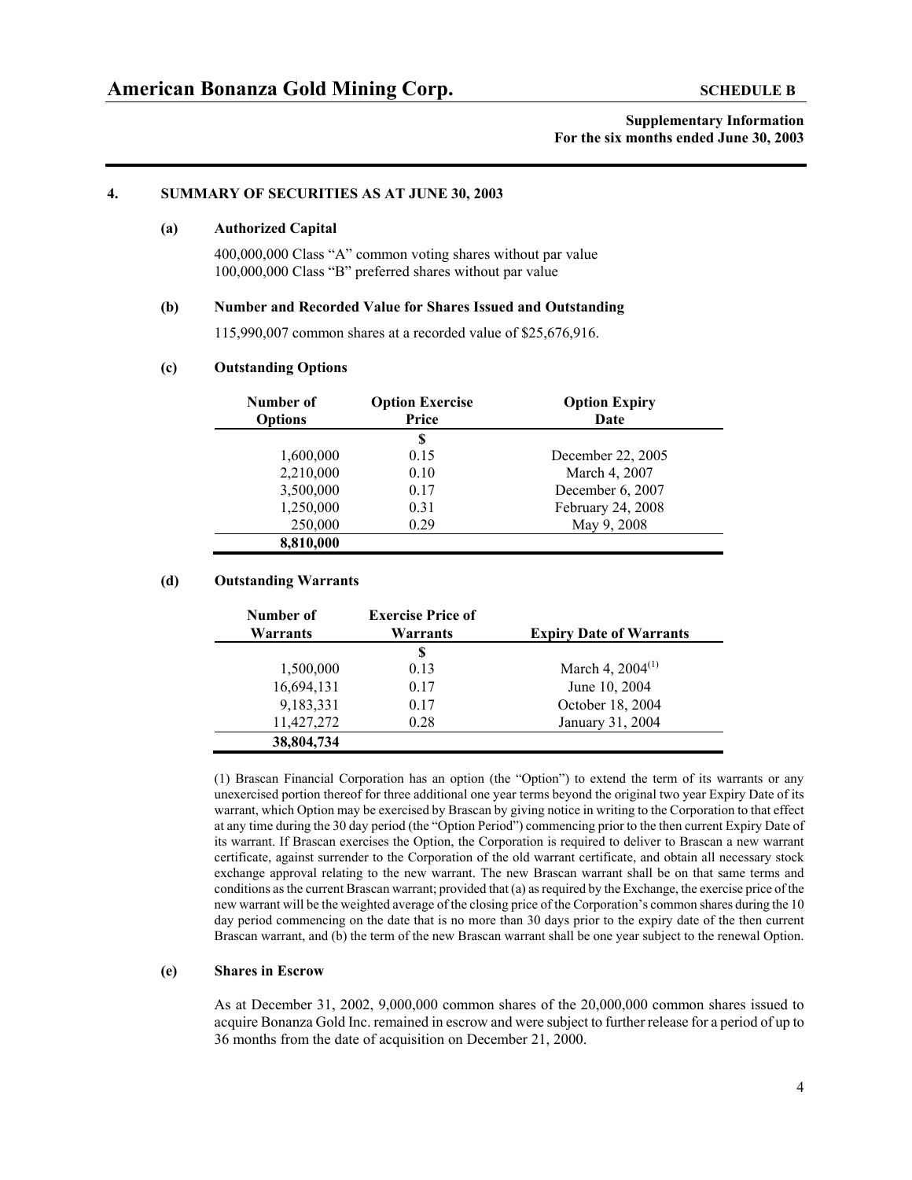## 4. SUMMARY OF SECURITIES AS AT JUNE 30, 2003

### (a) Authorized Capital

400,000,000 Class "A" common voting shares without par value
100,000,000 Class "B" preferred shares without par value

### (b) Number and Recorded Value for Shares Issued and Outstanding

115,990,007 common shares at a recorded value of $25,676,916.

### (c) Outstanding Options

| Number of Options | Option Exercise Price | Option Expiry Date |
|---|---|---|
| | $ | |
| 1,600,000 | 0.15 | December 22, 2005 |
| 2,210,000 | 0.10 | March 4, 2007 |
| 3,500,000 | 0.17 | December 6, 2007 |
| 1,250,000 | 0.31 | February 24, 2008 |
| 250,000 | 0.29 | May 9, 2008 |
| **8,810,000** | | |

### (d) Outstanding Warrants

| Number of Warrants | Exercise Price of Warrants | Expiry Date of Warrants |
|---|---|---|
| | $ | |
| 1,500,000 | 0.13 | March 4, 2004(1) |
| 16,694,131 | 0.17 | June 10, 2004 |
| 9,183,331 | 0.17 | October 18, 2004 |
| 11,427,272 | 0.28 | January 31, 2004 |
| **38,804,734** | | |

(1) Brascan Financial Corporation has an option (the "Option") to extend the term of its warrants or any unexercised portion thereof for three additional one year terms beyond the original two year Expiry Date of its warrant, which Option may be exercised by Brascan by giving notice in writing to the Corporation to that effect at any time during the 30 day period (the "Option Period") commencing prior to the then current Expiry Date of its warrant. If Brascan exercises the Option, the Corporation is required to deliver to Brascan a new warrant certificate, against surrender to the Corporation of the old warrant certificate, and obtain all necessary stock exchange approval relating to the new warrant. The new Brascan warrant shall be on that same terms and conditions as the current Brascan warrant; provided that (a) as required by the Exchange, the exercise price of the new warrant will be the weighted average of the closing price of the Corporation's common shares during the 10 day period commencing on the date that is no more than 30 days prior to the expiry date of the then current Brascan warrant, and (b) the term of the new Brascan warrant shall be one year subject to the renewal Option.

### (e) Shares in Escrow

As at December 31, 2002, 9,000,000 common shares of the 20,000,000 common shares issued to acquire Bonanza Gold Inc. remained in escrow and were subject to further release for a period of up to 36 months from the date of acquisition on December 21, 2000.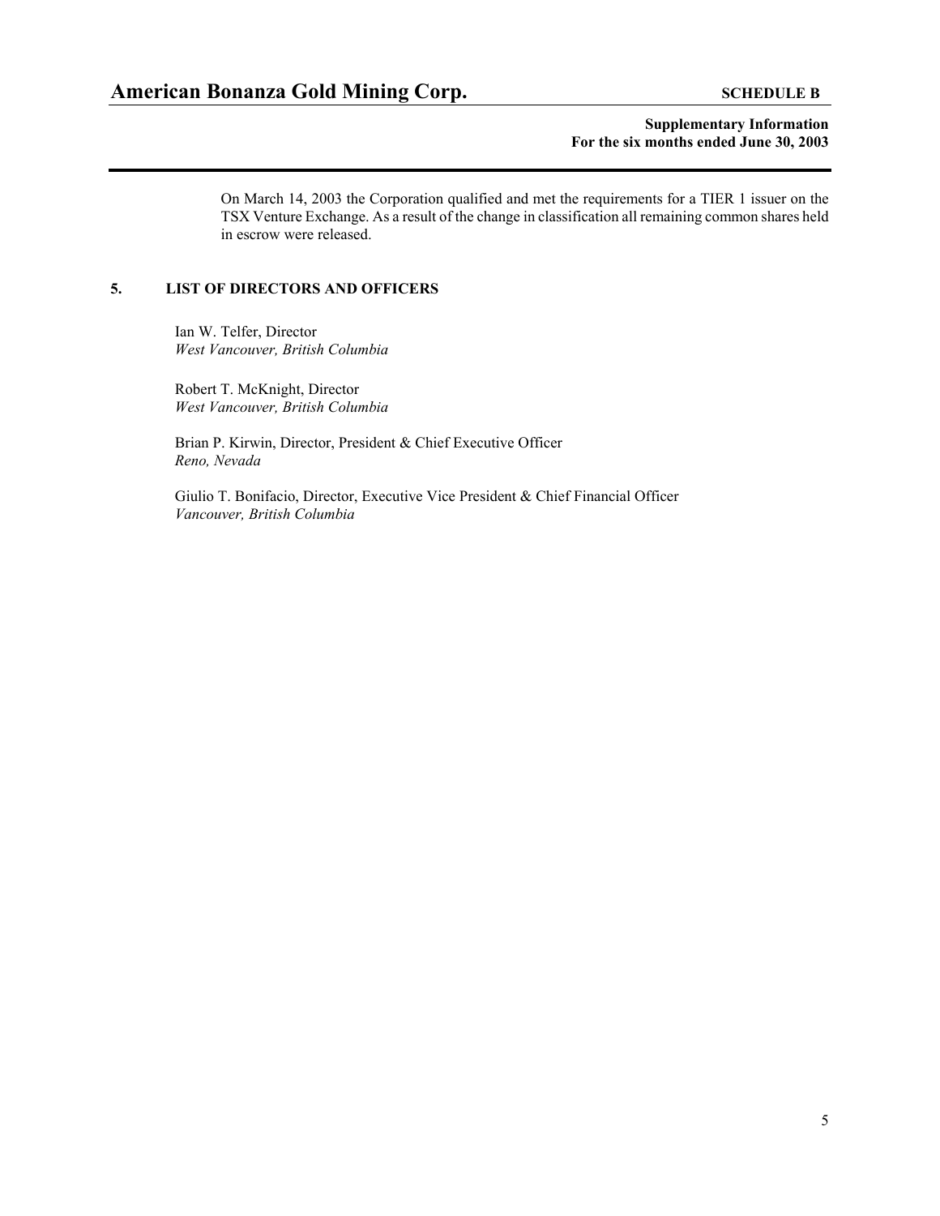On March 14, 2003 the Corporation qualified and met the requirements for a TIER 1 issuer on the TSX Venture Exchange. As a result of the change in classification all remaining common shares held in escrow were released.

## 5. LIST OF DIRECTORS AND OFFICERS

Ian W. Telfer, Director
*West Vancouver, British Columbia*

Robert T. McKnight, Director
*West Vancouver, British Columbia*

Brian P. Kirwin, Director, President & Chief Executive Officer
*Reno, Nevada*

Giulio T. Bonifacio, Director, Executive Vice President & Chief Financial Officer
*Vancouver, British Columbia*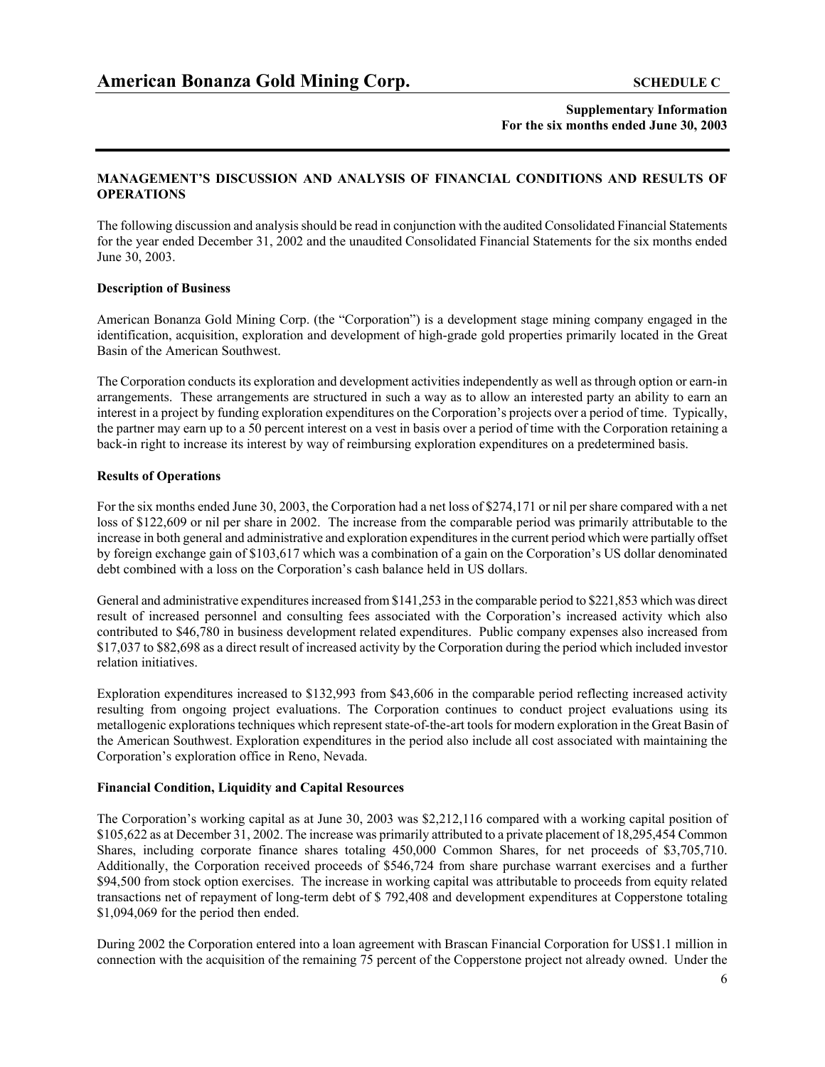# American Bonanza Gold Mining Corp.

**SCHEDULE C**

**Supplementary Information**
**For the six months ended June 30, 2003**

## MANAGEMENT'S DISCUSSION AND ANALYSIS OF FINANCIAL CONDITIONS AND RESULTS OF OPERATIONS

The following discussion and analysis should be read in conjunction with the audited Consolidated Financial Statements for the year ended December 31, 2002 and the unaudited Consolidated Financial Statements for the six months ended June 30, 2003.

### Description of Business

American Bonanza Gold Mining Corp. (the "Corporation") is a development stage mining company engaged in the identification, acquisition, exploration and development of high-grade gold properties primarily located in the Great Basin of the American Southwest.

The Corporation conducts its exploration and development activities independently as well as through option or earn-in arrangements. These arrangements are structured in such a way as to allow an interested party an ability to earn an interest in a project by funding exploration expenditures on the Corporation's projects over a period of time. Typically, the partner may earn up to a 50 percent interest on a vest in basis over a period of time with the Corporation retaining a back-in right to increase its interest by way of reimbursing exploration expenditures on a predetermined basis.

### Results of Operations

For the six months ended June 30, 2003, the Corporation had a net loss of $274,171 or nil per share compared with a net loss of $122,609 or nil per share in 2002. The increase from the comparable period was primarily attributable to the increase in both general and administrative and exploration expenditures in the current period which were partially offset by foreign exchange gain of $103,617 which was a combination of a gain on the Corporation's US dollar denominated debt combined with a loss on the Corporation's cash balance held in US dollars.

General and administrative expenditures increased from $141,253 in the comparable period to $221,853 which was direct result of increased personnel and consulting fees associated with the Corporation's increased activity which also contributed to $46,780 in business development related expenditures. Public company expenses also increased from $17,037 to $82,698 as a direct result of increased activity by the Corporation during the period which included investor relation initiatives.

Exploration expenditures increased to $132,993 from $43,606 in the comparable period reflecting increased activity resulting from ongoing project evaluations. The Corporation continues to conduct project evaluations using its metallogenic explorations techniques which represent state-of-the-art tools for modern exploration in the Great Basin of the American Southwest. Exploration expenditures in the period also include all cost associated with maintaining the Corporation's exploration office in Reno, Nevada.

### Financial Condition, Liquidity and Capital Resources

The Corporation's working capital as at June 30, 2003 was $2,212,116 compared with a working capital position of $105,622 as at December 31, 2002. The increase was primarily attributed to a private placement of 18,295,454 Common Shares, including corporate finance shares totaling 450,000 Common Shares, for net proceeds of $3,705,710. Additionally, the Corporation received proceeds of $546,724 from share purchase warrant exercises and a further $94,500 from stock option exercises. The increase in working capital was attributable to proceeds from equity related transactions net of repayment of long-term debt of $ 792,408 and development expenditures at Copperstone totaling $1,094,069 for the period then ended.

During 2002 the Corporation entered into a loan agreement with Brascan Financial Corporation for US$1.1 million in connection with the acquisition of the remaining 75 percent of the Copperstone project not already owned. Under the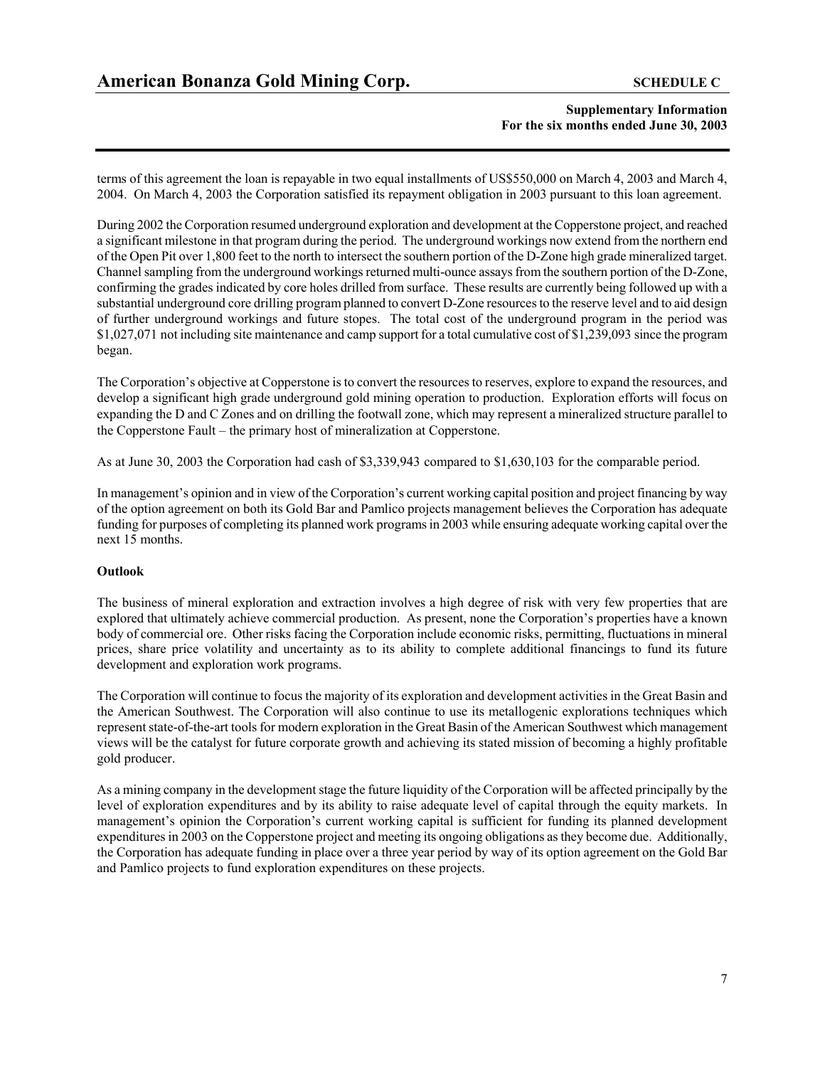terms of this agreement the loan is repayable in two equal installments of US$550,000 on March 4, 2003 and March 4, 2004. On March 4, 2003 the Corporation satisfied its repayment obligation in 2003 pursuant to this loan agreement.

During 2002 the Corporation resumed underground exploration and development at the Copperstone project, and reached a significant milestone in that program during the period. The underground workings now extend from the northern end of the Open Pit over 1,800 feet to the north to intersect the southern portion of the D-Zone high grade mineralized target. Channel sampling from the underground workings returned multi-ounce assays from the southern portion of the D-Zone, confirming the grades indicated by core holes drilled from surface. These results are currently being followed up with a substantial underground core drilling program planned to convert D-Zone resources to the reserve level and to aid design of further underground workings and future stopes. The total cost of the underground program in the period was $1,027,071 not including site maintenance and camp support for a total cumulative cost of $1,239,093 since the program began.

The Corporation's objective at Copperstone is to convert the resources to reserves, explore to expand the resources, and develop a significant high grade underground gold mining operation to production. Exploration efforts will focus on expanding the D and C Zones and on drilling the footwall zone, which may represent a mineralized structure parallel to the Copperstone Fault – the primary host of mineralization at Copperstone.

As at June 30, 2003 the Corporation had cash of $3,339,943 compared to $1,630,103 for the comparable period.

In management's opinion and in view of the Corporation's current working capital position and project financing by way of the option agreement on both its Gold Bar and Pamlico projects management believes the Corporation has adequate funding for purposes of completing its planned work programs in 2003 while ensuring adequate working capital over the next 15 months.

**Outlook**

The business of mineral exploration and extraction involves a high degree of risk with very few properties that are explored that ultimately achieve commercial production. As present, none the Corporation's properties have a known body of commercial ore. Other risks facing the Corporation include economic risks, permitting, fluctuations in mineral prices, share price volatility and uncertainty as to its ability to complete additional financings to fund its future development and exploration work programs.

The Corporation will continue to focus the majority of its exploration and development activities in the Great Basin and the American Southwest. The Corporation will also continue to use its metallogenic explorations techniques which represent state-of-the-art tools for modern exploration in the Great Basin of the American Southwest which management views will be the catalyst for future corporate growth and achieving its stated mission of becoming a highly profitable gold producer.

As a mining company in the development stage the future liquidity of the Corporation will be affected principally by the level of exploration expenditures and by its ability to raise adequate level of capital through the equity markets. In management's opinion the Corporation's current working capital is sufficient for funding its planned development expenditures in 2003 on the Copperstone project and meeting its ongoing obligations as they become due. Additionally, the Corporation has adequate funding in place over a three year period by way of its option agreement on the Gold Bar and Pamlico projects to fund exploration expenditures on these projects.